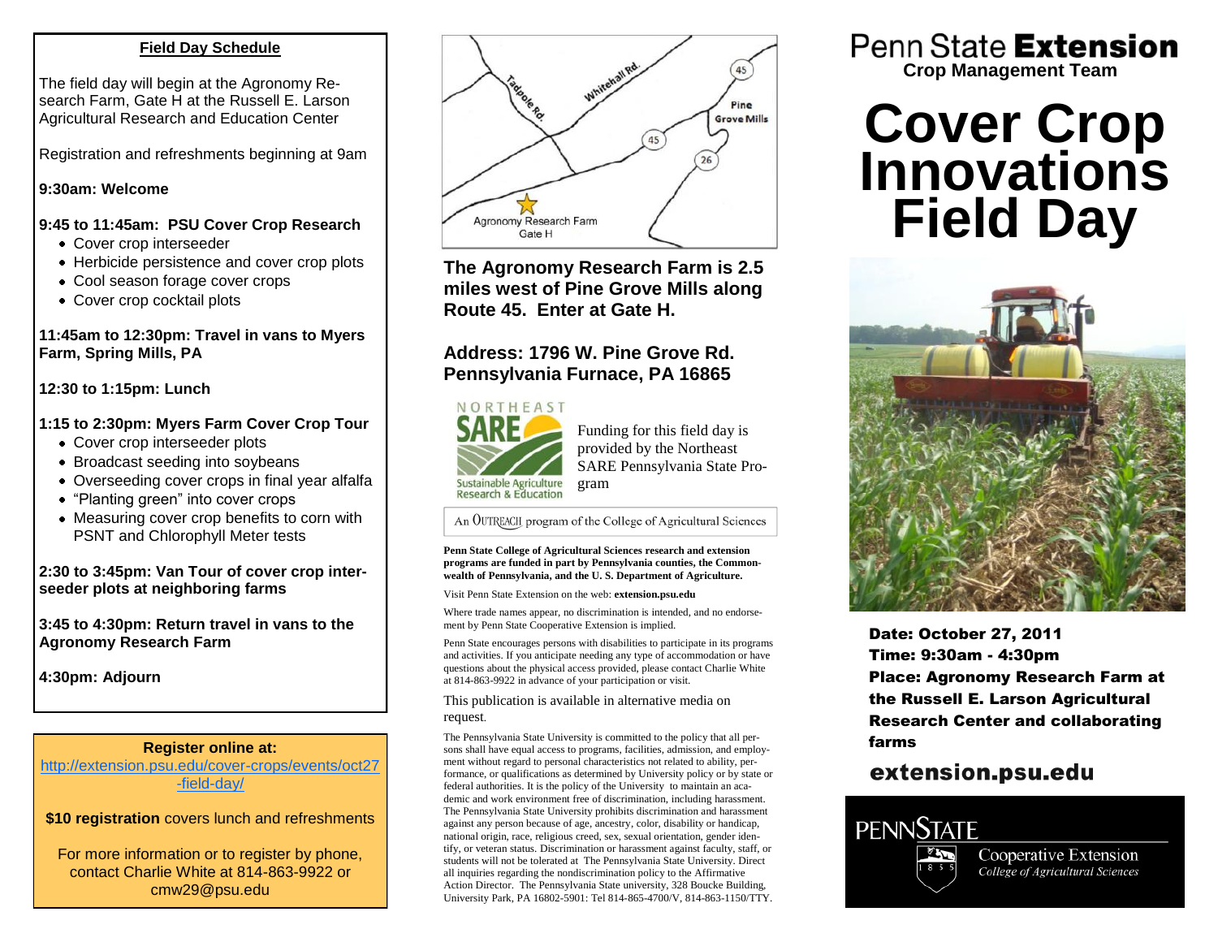## Field Day Schedule

The field day will begin at the Agronomy Research Farm, Gate H at the Russell E. Larson Agricultural Research and Education Center

Registration and refreshments beginning at 9am

**9:30am: Welcome**

**9:45 to 11:45am: PSU Cover Crop Research**

- Cover crop interseeder
- Herbicide persistence and cover crop plots
- Cool season forage cover crops
- Cover crop cocktail plots

**11:45am to 12:30pm: Travel in vans to Myers Farm, Spring Mills, PA**

**12:30 to 1:15pm: Lunch**

**1:15 to 2:30pm: Myers Farm Cover Crop Tour**

- Cover crop interseeder plots
- Broadcast seeding into soybeans
- Overseeding cover crops in final year alfalfa
- "Planting green" into cover crops
- Measuring cover crop benefits to corn with PSNT and Chlorophyll Meter tests

**2:30 to 3:45pm: Van Tour of cover crop interseeder plots at neighboring farms**

**3:45 to 4:30pm: Return travel in vans to the Agronomy Research Farm**

**4:30pm: Adjourn**

**Register online at:**
http://extension.psu.edu/cover-crops/events/oct27-field-day/

**$10 registration** covers lunch and refreshments

For more information or to register by phone, contact Charlie White at 814-863-9922 or cmw29@psu.edu

Whitehall Rd. | Tadpole Rd. | 45 | 26 | Pine Grove Mills | Agronomy Research Farm Gate H

**The Agronomy Research Farm is 2.5 miles west of Pine Grove Mills along Route 45. Enter at Gate H.**

**Address: 1796 W. Pine Grove Rd. Pennsylvania Furnace, PA 16865**

NORTHEAST SARE Sustainable Agriculture Research & Education

Funding for this field day is provided by the Northeast SARE Pennsylvania State Program

An OUTREACH program of the College of Agricultural Sciences

**Penn State College of Agricultural Sciences research and extension programs are funded in part by Pennsylvania counties, the Commonwealth of Pennsylvania, and the U. S. Department of Agriculture.**

Visit Penn State Extension on the web: **extension.psu.edu**

Where trade names appear, no discrimination is intended, and no endorsement by Penn State Cooperative Extension is implied.

Penn State encourages persons with disabilities to participate in its programs and activities. If you anticipate needing any type of accommodation or have questions about the physical access provided, please contact Charlie White at 814-863-9922 in advance of your participation or visit.

This publication is available in alternative media on request.

The Pennsylvania State University is committed to the policy that all persons shall have equal access to programs, facilities, admission, and employment without regard to personal characteristics not related to ability, performance, or qualifications as determined by University policy or by state or federal authorities. It is the policy of the University to maintain an academic and work environment free of discrimination, including harassment. The Pennsylvania State University prohibits discrimination and harassment against any person because of age, ancestry, color, disability or handicap, national origin, race, religious creed, sex, sexual orientation, gender identify, or veteran status. Discrimination or harassment against faculty, staff, or students will not be tolerated at The Pennsylvania State University. Direct all inquiries regarding the nondiscrimination policy to the Affirmative Action Director. The Pennsylvania State university, 328 Boucke Building, University Park, PA 16802-5901: Tel 814-865-4700/V, 814-863-1150/TTY.

Penn State **Extension**

**Crop Management Team**

# Cover Crop Innovations Field Day

**Date: October 27, 2011**
**Time: 9:30am - 4:30pm**
**Place: Agronomy Research Farm at the Russell E. Larson Agricultural Research Center and collaborating farms**

**extension.psu.edu**

PENNSTATE 1855

Cooperative Extension
*College of Agricultural Sciences*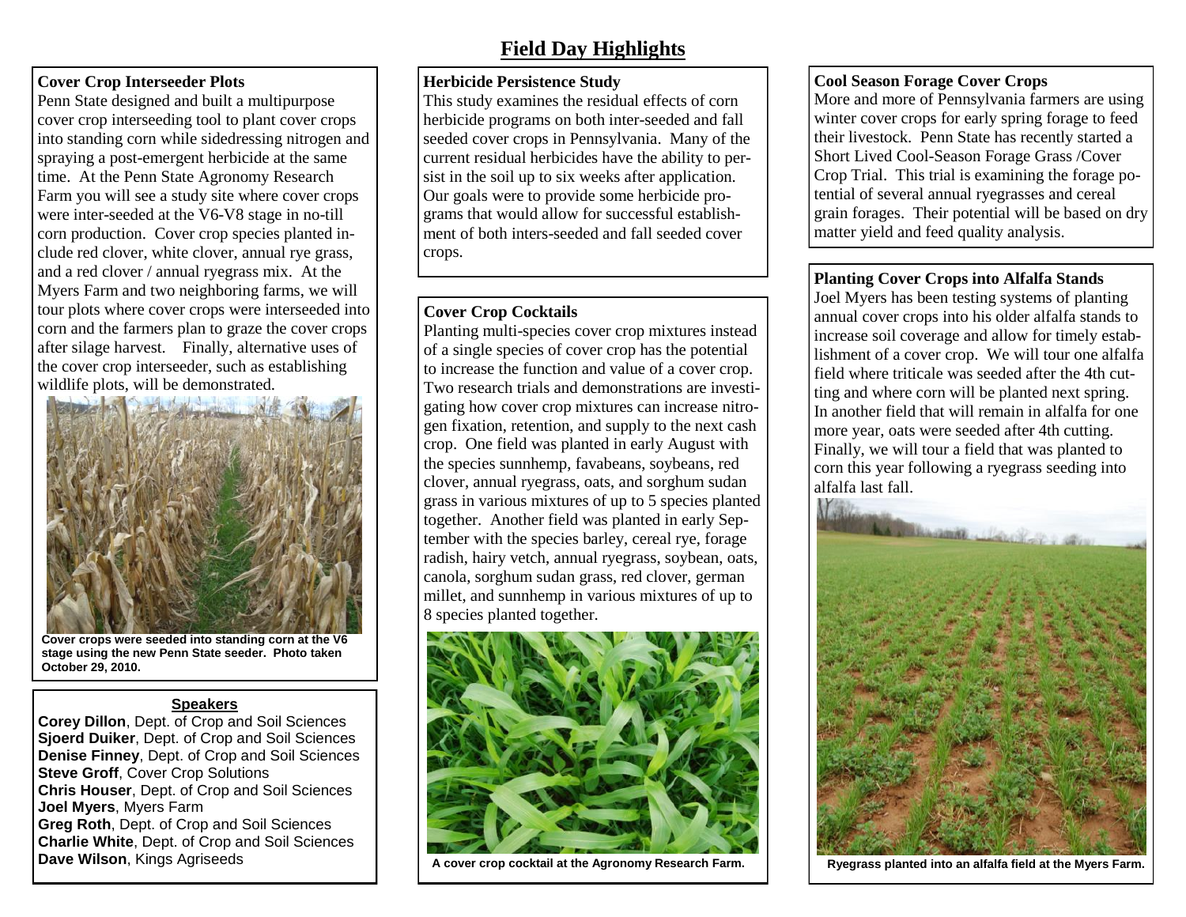# Field Day Highlights

### Cover Crop Interseeder Plots

Penn State designed and built a multipurpose cover crop interseeding tool to plant cover crops into standing corn while sidedressing nitrogen and spraying a post-emergent herbicide at the same time. At the Penn State Agronomy Research Farm you will see a study site where cover crops were inter-seeded at the V6-V8 stage in no-till corn production. Cover crop species planted include red clover, white clover, annual rye grass, and a red clover / annual ryegrass mix. At the Myers Farm and two neighboring farms, we will tour plots where cover crops were interseeded into corn and the farmers plan to graze the cover crops after silage harvest. Finally, alternative uses of the cover crop interseeder, such as establishing wildlife plots, will be demonstrated.

**Cover crops were seeded into standing corn at the V6 stage using the new Penn State seeder. Photo taken October 29, 2010.**

### Speakers

**Corey Dillon**, Dept. of Crop and Soil Sciences
**Sjoerd Duiker**, Dept. of Crop and Soil Sciences
**Denise Finney**, Dept. of Crop and Soil Sciences
**Steve Groff**, Cover Crop Solutions
**Chris Houser**, Dept. of Crop and Soil Sciences
**Joel Myers**, Myers Farm
**Greg Roth**, Dept. of Crop and Soil Sciences
**Charlie White**, Dept. of Crop and Soil Sciences
**Dave Wilson**, Kings Agriseeds

### Herbicide Persistence Study

This study examines the residual effects of corn herbicide programs on both inter-seeded and fall seeded cover crops in Pennsylvania. Many of the current residual herbicides have the ability to persist in the soil up to six weeks after application. Our goals were to provide some herbicide programs that would allow for successful establishment of both inters-seeded and fall seeded cover crops.

### Cover Crop Cocktails

Planting multi-species cover crop mixtures instead of a single species of cover crop has the potential to increase the function and value of a cover crop. Two research trials and demonstrations are investigating how cover crop mixtures can increase nitrogen fixation, retention, and supply to the next cash crop. One field was planted in early August with the species sunnhemp, favabeans, soybeans, red clover, annual ryegrass, oats, and sorghum sudan grass in various mixtures of up to 5 species planted together. Another field was planted in early September with the species barley, cereal rye, forage radish, hairy vetch, annual ryegrass, soybean, oats, canola, sorghum sudan grass, red clover, german millet, and sunnhemp in various mixtures of up to 8 species planted together.

**A cover crop cocktail at the Agronomy Research Farm.**

### Cool Season Forage Cover Crops

More and more of Pennsylvania farmers are using winter cover crops for early spring forage to feed their livestock. Penn State has recently started a Short Lived Cool-Season Forage Grass /Cover Crop Trial. This trial is examining the forage potential of several annual ryegrasses and cereal grain forages. Their potential will be based on dry matter yield and feed quality analysis.

### Planting Cover Crops into Alfalfa Stands

Joel Myers has been testing systems of planting annual cover crops into his older alfalfa stands to increase soil coverage and allow for timely establishment of a cover crop. We will tour one alfalfa field where triticale was seeded after the 4th cutting and where corn will be planted next spring. In another field that will remain in alfalfa for one more year, oats were seeded after 4th cutting. Finally, we will tour a field that was planted to corn this year following a ryegrass seeding into alfalfa last fall.

**Ryegrass planted into an alfalfa field at the Myers Farm.**